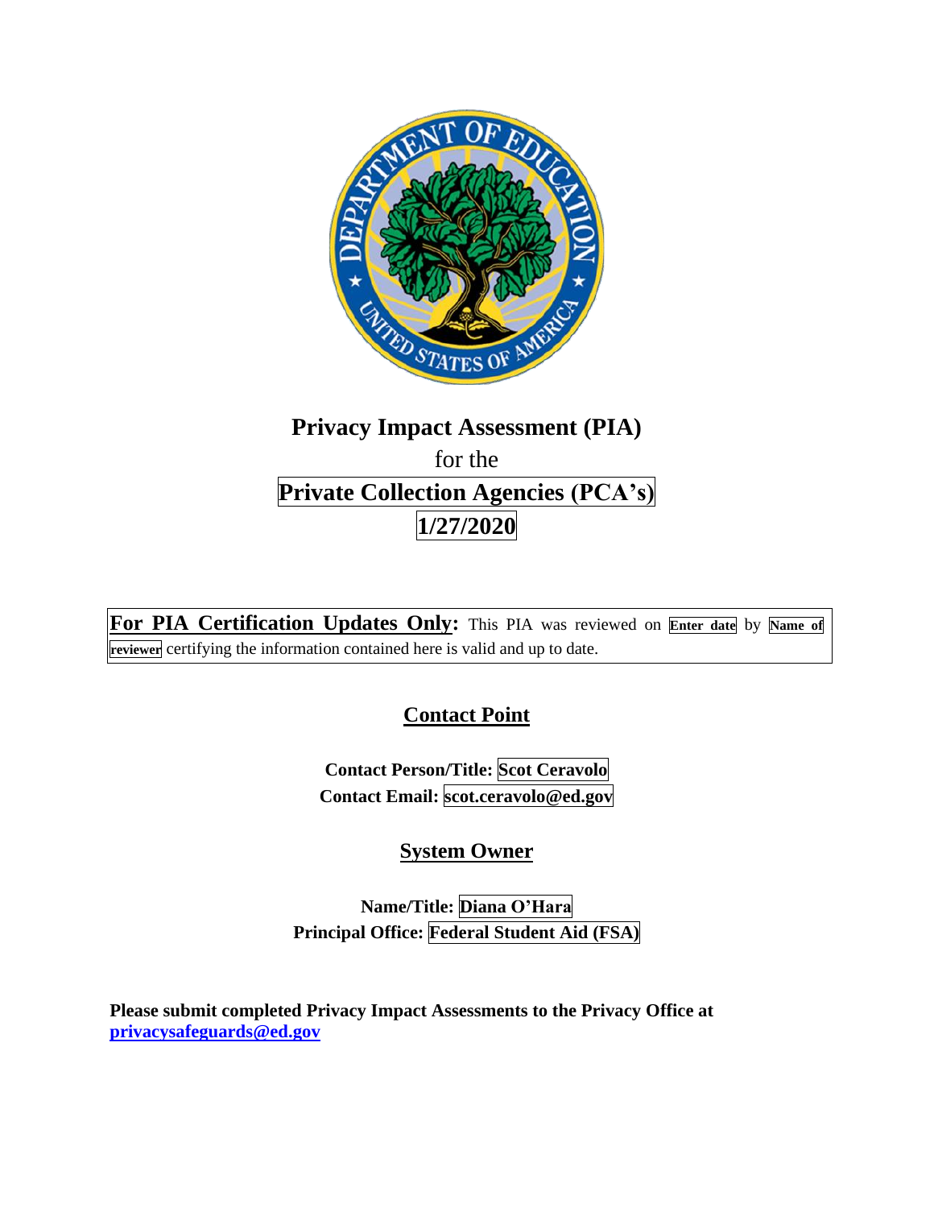# Privacy Impact Assessment (PIA)

for the

**Private Collection Agencies (PCA's)**

**1/27/2020**

**For PIA Certification Updates Only:** This PIA was reviewed on **Enter date** by **Name of reviewer** certifying the information contained here is valid and up to date.

## Contact Point

**Contact Person/Title:** **Scot Ceravolo**
**Contact Email:** **scot.ceravolo@ed.gov**

## System Owner

**Name/Title:** **Diana O'Hara**
**Principal Office:** **Federal Student Aid (FSA)**

**Please submit completed Privacy Impact Assessments to the Privacy Office at privacysafeguards@ed.gov**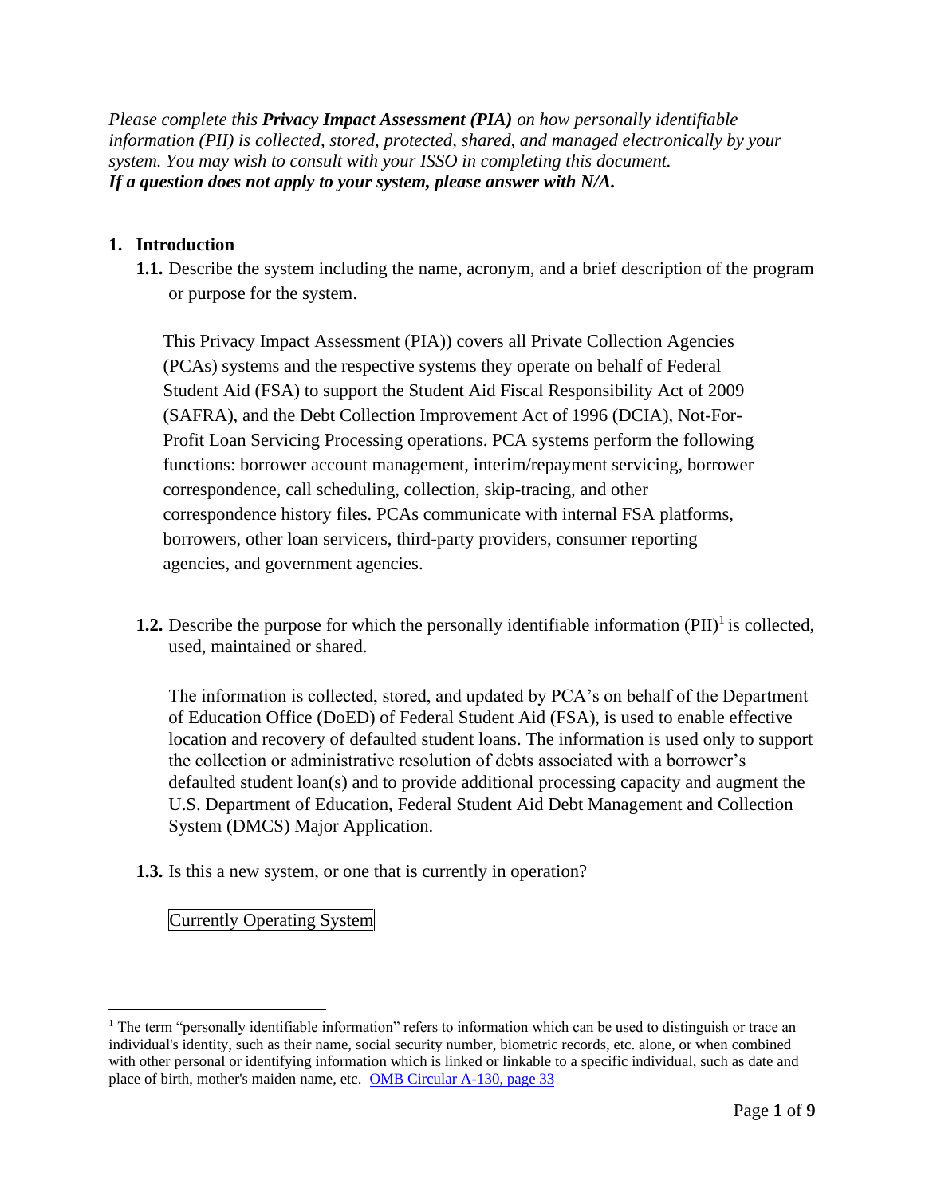*Please complete this **Privacy Impact Assessment (PIA)** on how personally identifiable information (PII) is collected, stored, protected, shared, and managed electronically by your system. You may wish to consult with your ISSO in completing this document.*
***If a question does not apply to your system, please answer with N/A.***

## 1. Introduction

**1.1.** Describe the system including the name, acronym, and a brief description of the program or purpose for the system.

This Privacy Impact Assessment (PIA)) covers all Private Collection Agencies (PCAs) systems and the respective systems they operate on behalf of Federal Student Aid (FSA) to support the Student Aid Fiscal Responsibility Act of 2009 (SAFRA), and the Debt Collection Improvement Act of 1996 (DCIA), Not-For-Profit Loan Servicing Processing operations. PCA systems perform the following functions: borrower account management, interim/repayment servicing, borrower correspondence, call scheduling, collection, skip-tracing, and other correspondence history files. PCAs communicate with internal FSA platforms, borrowers, other loan servicers, third-party providers, consumer reporting agencies, and government agencies.

**1.2.** Describe the purpose for which the personally identifiable information (PII)[1] is collected, used, maintained or shared.

The information is collected, stored, and updated by PCA's on behalf of the Department of Education Office (DoED) of Federal Student Aid (FSA), is used to enable effective location and recovery of defaulted student loans. The information is used only to support the collection or administrative resolution of debts associated with a borrower's defaulted student loan(s) and to provide additional processing capacity and augment the U.S. Department of Education, Federal Student Aid Debt Management and Collection System (DMCS) Major Application.

**1.3.** Is this a new system, or one that is currently in operation?

Currently Operating System

---

[1] The term "personally identifiable information" refers to information which can be used to distinguish or trace an individual's identity, such as their name, social security number, biometric records, etc. alone, or when combined with other personal or identifying information which is linked or linkable to a specific individual, such as date and place of birth, mother's maiden name, etc. [OMB Circular A-130, page 33]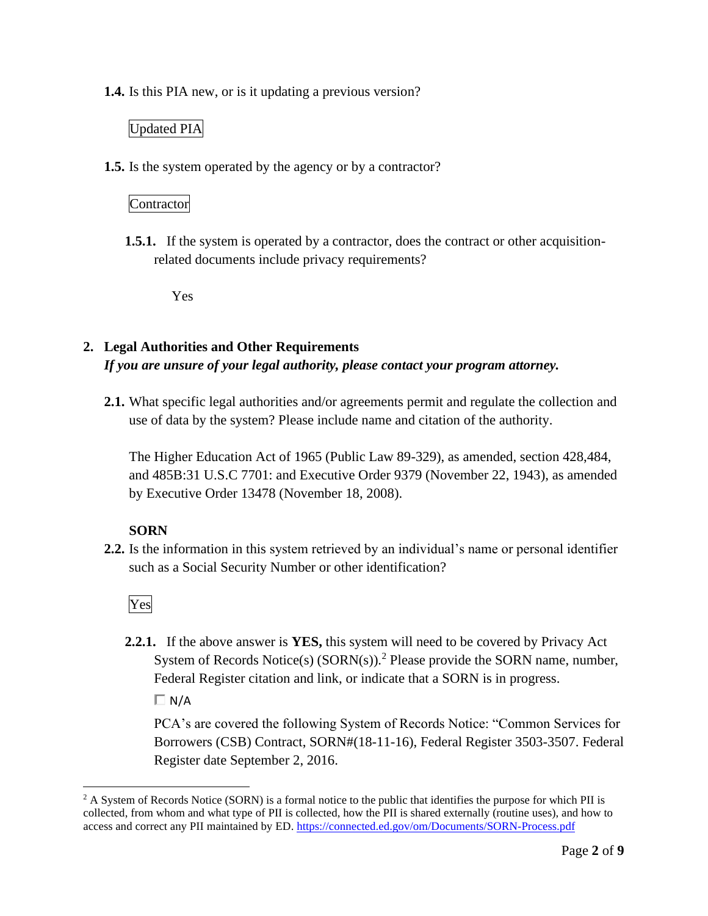**1.4.** Is this PIA new, or is it updating a previous version?

Updated PIA

**1.5.** Is the system operated by the agency or by a contractor?

Contractor

**1.5.1.** If the system is operated by a contractor, does the contract or other acquisition-related documents include privacy requirements?

Yes

## 2. Legal Authorities and Other Requirements

***If you are unsure of your legal authority, please contact your program attorney.***

**2.1.** What specific legal authorities and/or agreements permit and regulate the collection and use of data by the system? Please include name and citation of the authority.

The Higher Education Act of 1965 (Public Law 89-329), as amended, section 428,484, and 485B:31 U.S.C 7701: and Executive Order 9379 (November 22, 1943), as amended by Executive Order 13478 (November 18, 2008).

**SORN**

**2.2.** Is the information in this system retrieved by an individual's name or personal identifier such as a Social Security Number or other identification?

Yes

**2.2.1.** If the above answer is **YES,** this system will need to be covered by Privacy Act System of Records Notice(s) (SORN(s)).[2] Please provide the SORN name, number, Federal Register citation and link, or indicate that a SORN is in progress.

☐ N/A

PCA's are covered the following System of Records Notice: "Common Services for Borrowers (CSB) Contract, SORN#(18-11-16), Federal Register 3503-3507. Federal Register date September 2, 2016.

[2] A System of Records Notice (SORN) is a formal notice to the public that identifies the purpose for which PII is collected, from whom and what type of PII is collected, how the PII is shared externally (routine uses), and how to access and correct any PII maintained by ED. https://connected.ed.gov/om/Documents/SORN-Process.pdf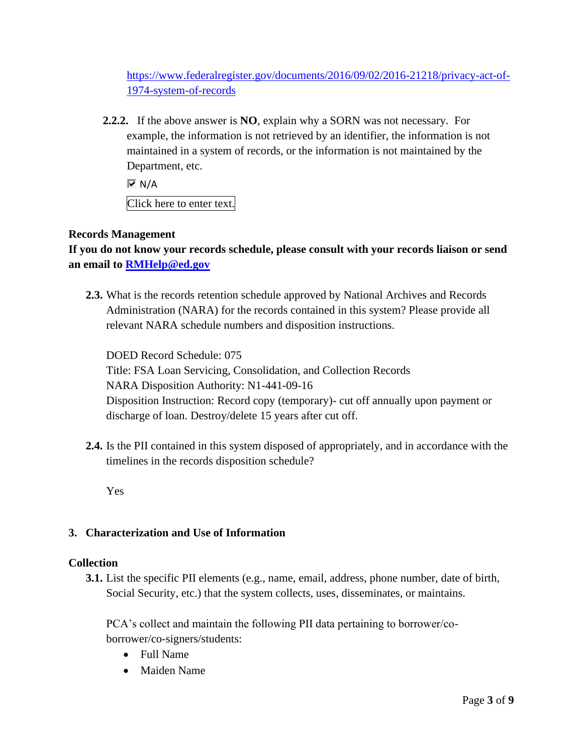https://www.federalregister.gov/documents/2016/09/02/2016-21218/privacy-act-of-1974-system-of-records

**2.2.2.** If the above answer is **NO**, explain why a SORN was not necessary. For example, the information is not retrieved by an identifier, the information is not maintained in a system of records, or the information is not maintained by the Department, etc.

☑ N/A

Click here to enter text.

**Records Management**

**If you do not know your records schedule, please consult with your records liaison or send an email to RMHelp@ed.gov**

**2.3.** What is the records retention schedule approved by National Archives and Records Administration (NARA) for the records contained in this system? Please provide all relevant NARA schedule numbers and disposition instructions.

DOED Record Schedule: 075
Title: FSA Loan Servicing, Consolidation, and Collection Records
NARA Disposition Authority: N1-441-09-16
Disposition Instruction: Record copy (temporary)- cut off annually upon payment or discharge of loan. Destroy/delete 15 years after cut off.

**2.4.** Is the PII contained in this system disposed of appropriately, and in accordance with the timelines in the records disposition schedule?

Yes

## 3. Characterization and Use of Information

**Collection**

**3.1.** List the specific PII elements (e.g., name, email, address, phone number, date of birth, Social Security, etc.) that the system collects, uses, disseminates, or maintains.

PCA's collect and maintain the following PII data pertaining to borrower/co-borrower/co-signers/students:

- Full Name
- Maiden Name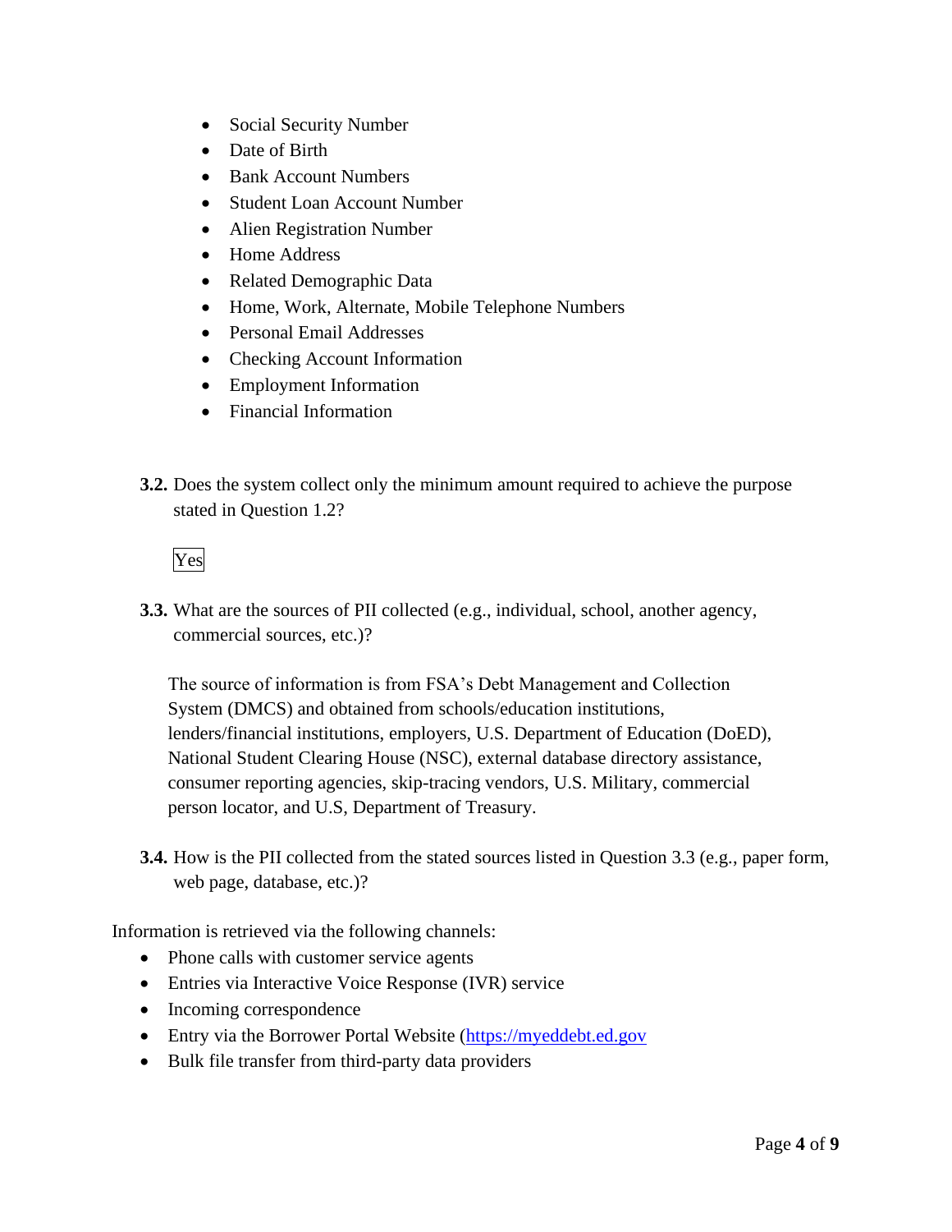- Social Security Number
- Date of Birth
- Bank Account Numbers
- Student Loan Account Number
- Alien Registration Number
- Home Address
- Related Demographic Data
- Home, Work, Alternate, Mobile Telephone Numbers
- Personal Email Addresses
- Checking Account Information
- Employment Information
- Financial Information

**3.2.** Does the system collect only the minimum amount required to achieve the purpose stated in Question 1.2?

Yes

**3.3.** What are the sources of PII collected (e.g., individual, school, another agency, commercial sources, etc.)?

The source of information is from FSA's Debt Management and Collection System (DMCS) and obtained from schools/education institutions, lenders/financial institutions, employers, U.S. Department of Education (DoED), National Student Clearing House (NSC), external database directory assistance, consumer reporting agencies, skip-tracing vendors, U.S. Military, commercial person locator, and U.S, Department of Treasury.

**3.4.** How is the PII collected from the stated sources listed in Question 3.3 (e.g., paper form, web page, database, etc.)?

Information is retrieved via the following channels:

- Phone calls with customer service agents
- Entries via Interactive Voice Response (IVR) service
- Incoming correspondence
- Entry via the Borrower Portal Website (https://myeddebt.ed.gov
- Bulk file transfer from third-party data providers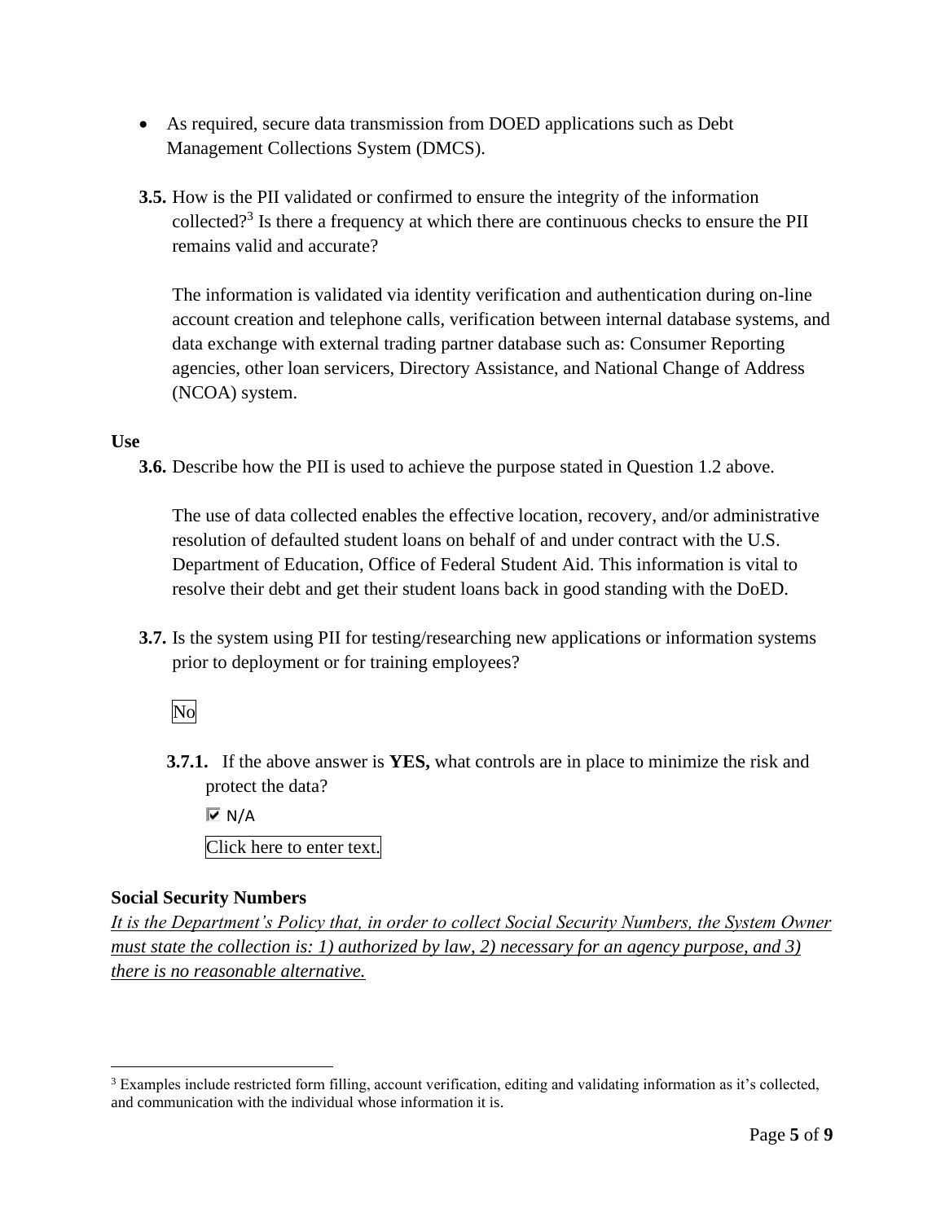- As required, secure data transmission from DOED applications such as Debt Management Collections System (DMCS).

**3.5.** How is the PII validated or confirmed to ensure the integrity of the information collected?[3] Is there a frequency at which there are continuous checks to ensure the PII remains valid and accurate?

The information is validated via identity verification and authentication during on-line account creation and telephone calls, verification between internal database systems, and data exchange with external trading partner database such as: Consumer Reporting agencies, other loan servicers, Directory Assistance, and National Change of Address (NCOA) system.

**Use**

**3.6.** Describe how the PII is used to achieve the purpose stated in Question 1.2 above.

The use of data collected enables the effective location, recovery, and/or administrative resolution of defaulted student loans on behalf of and under contract with the U.S. Department of Education, Office of Federal Student Aid. This information is vital to resolve their debt and get their student loans back in good standing with the DoED.

**3.7.** Is the system using PII for testing/researching new applications or information systems prior to deployment or for training employees?

No

**3.7.1.** If the above answer is **YES,** what controls are in place to minimize the risk and protect the data?

☑ N/A

Click here to enter text.

**Social Security Numbers**

*It is the Department's Policy that, in order to collect Social Security Numbers, the System Owner must state the collection is: 1) authorized by law, 2) necessary for an agency purpose, and 3) there is no reasonable alternative.*

---

[3] Examples include restricted form filling, account verification, editing and validating information as it's collected, and communication with the individual whose information it is.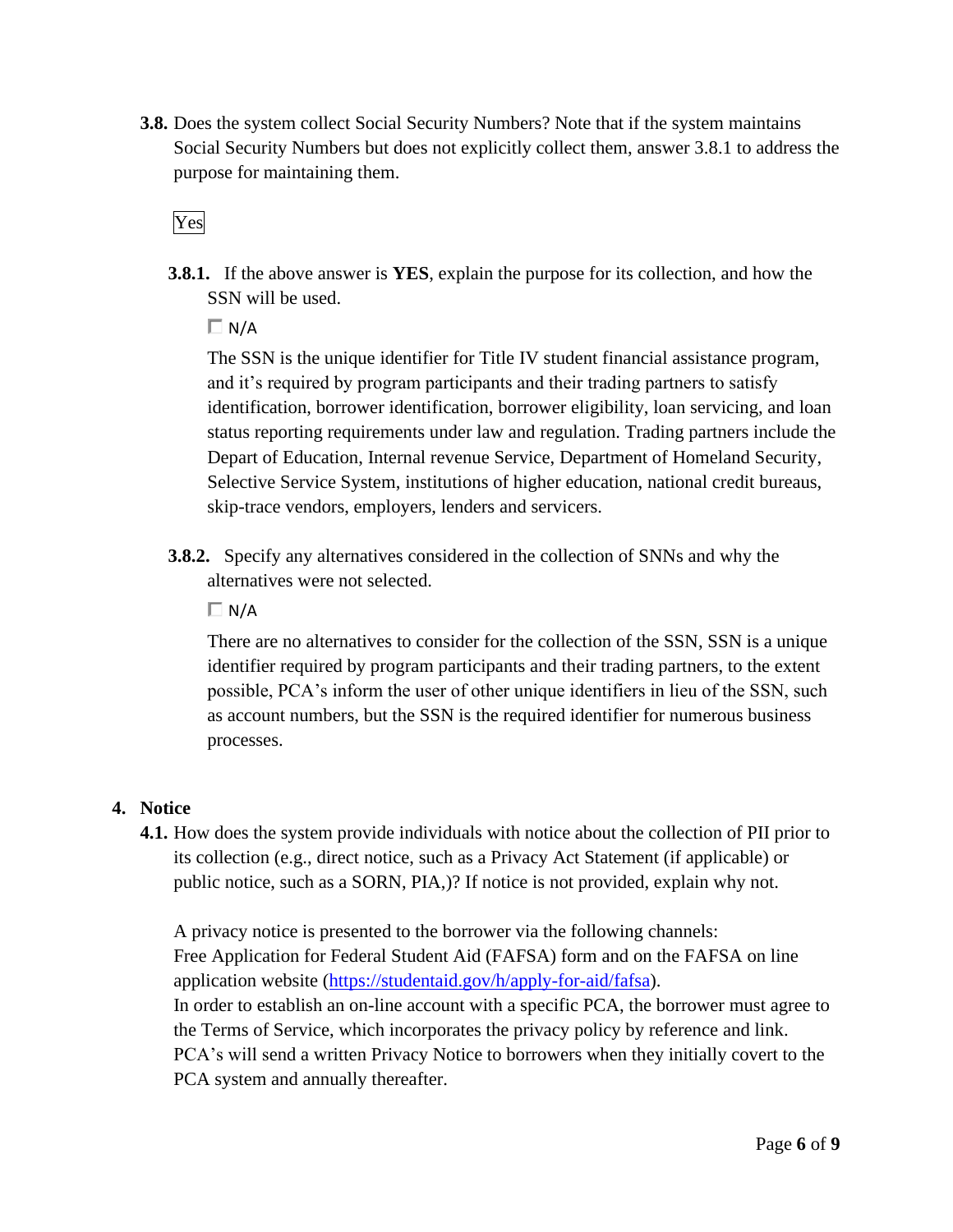**3.8.** Does the system collect Social Security Numbers? Note that if the system maintains Social Security Numbers but does not explicitly collect them, answer 3.8.1 to address the purpose for maintaining them.

Yes

**3.8.1.** If the above answer is **YES**, explain the purpose for its collection, and how the SSN will be used.

☐ N/A

The SSN is the unique identifier for Title IV student financial assistance program, and it's required by program participants and their trading partners to satisfy identification, borrower identification, borrower eligibility, loan servicing, and loan status reporting requirements under law and regulation. Trading partners include the Depart of Education, Internal revenue Service, Department of Homeland Security, Selective Service System, institutions of higher education, national credit bureaus, skip-trace vendors, employers, lenders and servicers.

**3.8.2.** Specify any alternatives considered in the collection of SNNs and why the alternatives were not selected.

☐ N/A

There are no alternatives to consider for the collection of the SSN, SSN is a unique identifier required by program participants and their trading partners, to the extent possible, PCA's inform the user of other unique identifiers in lieu of the SSN, such as account numbers, but the SSN is the required identifier for numerous business processes.

## 4. Notice

**4.1.** How does the system provide individuals with notice about the collection of PII prior to its collection (e.g., direct notice, such as a Privacy Act Statement (if applicable) or public notice, such as a SORN, PIA,)? If notice is not provided, explain why not.

A privacy notice is presented to the borrower via the following channels:
Free Application for Federal Student Aid (FAFSA) form and on the FAFSA on line application website (https://studentaid.gov/h/apply-for-aid/fafsa).
In order to establish an on-line account with a specific PCA, the borrower must agree to the Terms of Service, which incorporates the privacy policy by reference and link.
PCA's will send a written Privacy Notice to borrowers when they initially covert to the PCA system and annually thereafter.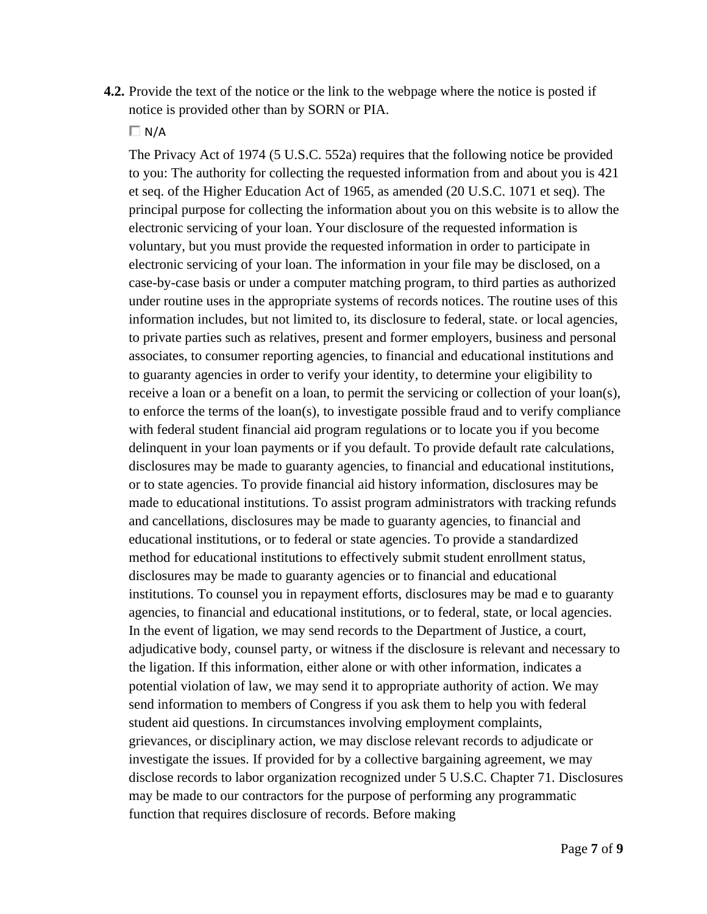**4.2.** Provide the text of the notice or the link to the webpage where the notice is posted if notice is provided other than by SORN or PIA.

☐ N/A

The Privacy Act of 1974 (5 U.S.C. 552a) requires that the following notice be provided to you: The authority for collecting the requested information from and about you is 421 et seq. of the Higher Education Act of 1965, as amended (20 U.S.C. 1071 et seq). The principal purpose for collecting the information about you on this website is to allow the electronic servicing of your loan. Your disclosure of the requested information is voluntary, but you must provide the requested information in order to participate in electronic servicing of your loan. The information in your file may be disclosed, on a case-by-case basis or under a computer matching program, to third parties as authorized under routine uses in the appropriate systems of records notices. The routine uses of this information includes, but not limited to, its disclosure to federal, state. or local agencies, to private parties such as relatives, present and former employers, business and personal associates, to consumer reporting agencies, to financial and educational institutions and to guaranty agencies in order to verify your identity, to determine your eligibility to receive a loan or a benefit on a loan, to permit the servicing or collection of your loan(s), to enforce the terms of the loan(s), to investigate possible fraud and to verify compliance with federal student financial aid program regulations or to locate you if you become delinquent in your loan payments or if you default. To provide default rate calculations, disclosures may be made to guaranty agencies, to financial and educational institutions, or to state agencies. To provide financial aid history information, disclosures may be made to educational institutions. To assist program administrators with tracking refunds and cancellations, disclosures may be made to guaranty agencies, to financial and educational institutions, or to federal or state agencies. To provide a standardized method for educational institutions to effectively submit student enrollment status, disclosures may be made to guaranty agencies or to financial and educational institutions. To counsel you in repayment efforts, disclosures may be mad e to guaranty agencies, to financial and educational institutions, or to federal, state, or local agencies. In the event of ligation, we may send records to the Department of Justice, a court, adjudicative body, counsel party, or witness if the disclosure is relevant and necessary to the ligation. If this information, either alone or with other information, indicates a potential violation of law, we may send it to appropriate authority of action. We may send information to members of Congress if you ask them to help you with federal student aid questions. In circumstances involving employment complaints, grievances, or disciplinary action, we may disclose relevant records to adjudicate or investigate the issues. If provided for by a collective bargaining agreement, we may disclose records to labor organization recognized under 5 U.S.C. Chapter 71. Disclosures may be made to our contractors for the purpose of performing any programmatic function that requires disclosure of records. Before making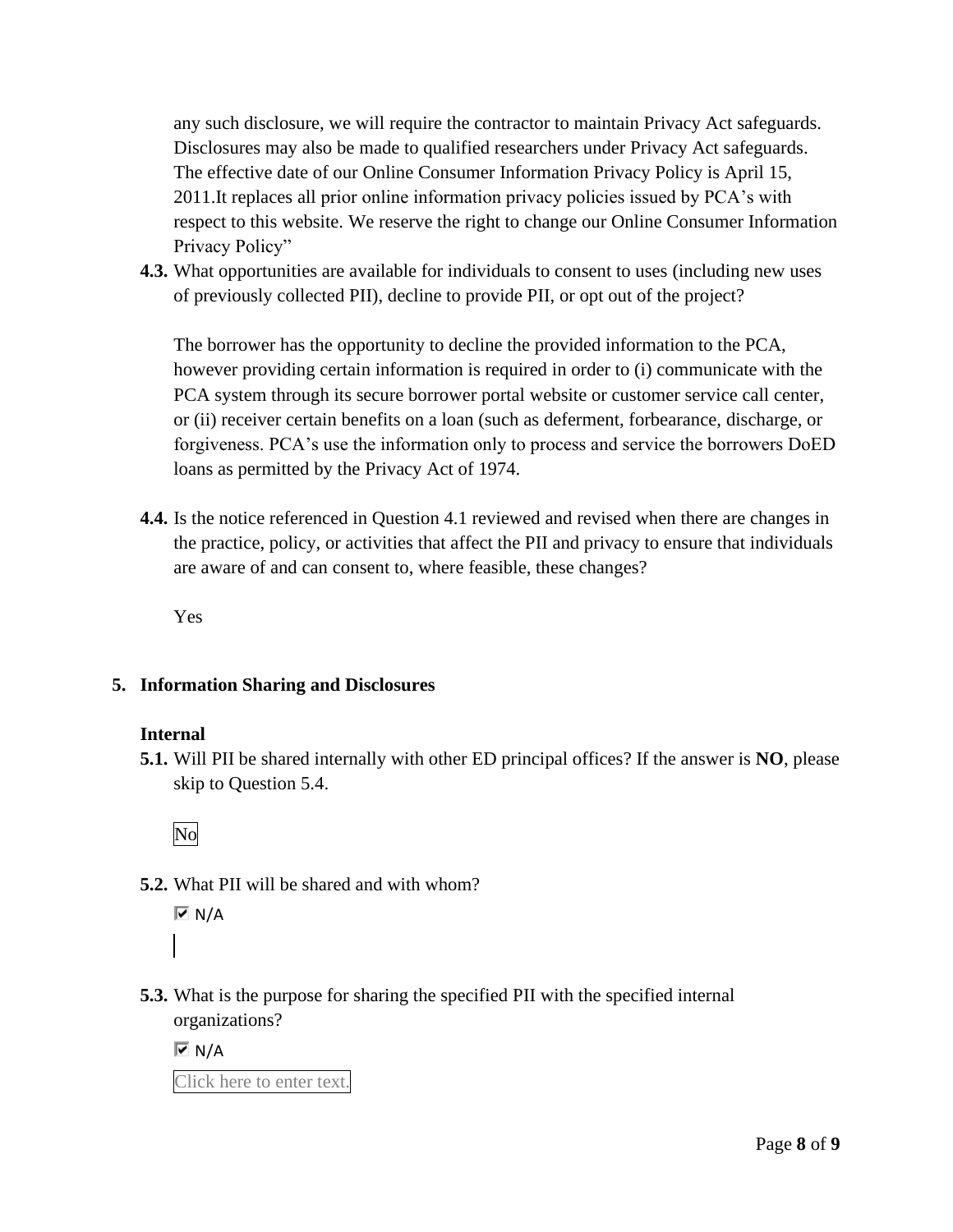any such disclosure, we will require the contractor to maintain Privacy Act safeguards. Disclosures may also be made to qualified researchers under Privacy Act safeguards. The effective date of our Online Consumer Information Privacy Policy is April 15, 2011.It replaces all prior online information privacy policies issued by PCA's with respect to this website. We reserve the right to change our Online Consumer Information Privacy Policy"

**4.3.** What opportunities are available for individuals to consent to uses (including new uses of previously collected PII), decline to provide PII, or opt out of the project?

The borrower has the opportunity to decline the provided information to the PCA, however providing certain information is required in order to (i) communicate with the PCA system through its secure borrower portal website or customer service call center, or (ii) receiver certain benefits on a loan (such as deferment, forbearance, discharge, or forgiveness. PCA's use the information only to process and service the borrowers DoED loans as permitted by the Privacy Act of 1974.

**4.4.** Is the notice referenced in Question 4.1 reviewed and revised when there are changes in the practice, policy, or activities that affect the PII and privacy to ensure that individuals are aware of and can consent to, where feasible, these changes?

Yes

## 5. Information Sharing and Disclosures

### Internal

**5.1.** Will PII be shared internally with other ED principal offices? If the answer is **NO**, please skip to Question 5.4.

No

**5.2.** What PII will be shared and with whom?

☑ N/A

**5.3.** What is the purpose for sharing the specified PII with the specified internal organizations?

☑ N/A

Click here to enter text.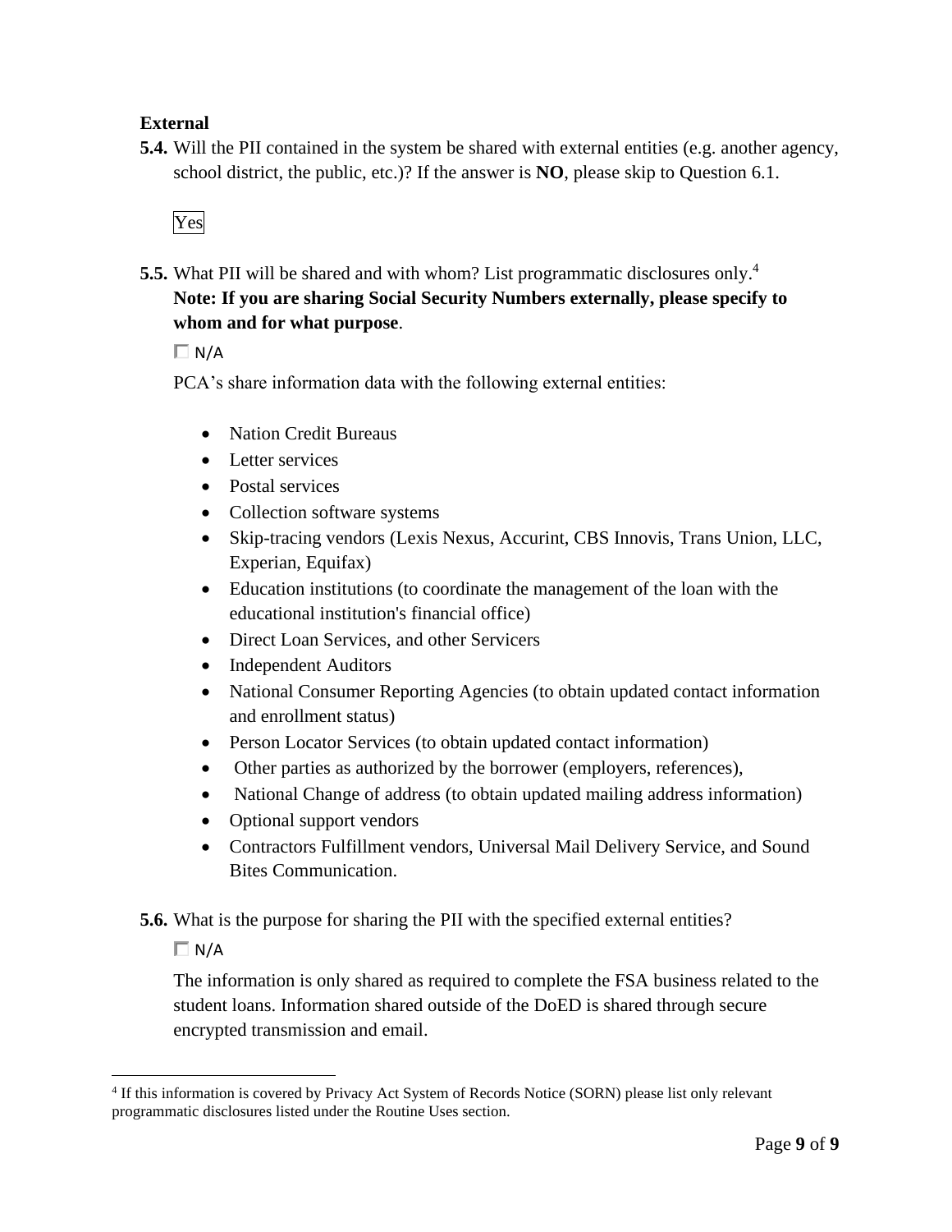**External**

**5.4.** Will the PII contained in the system be shared with external entities (e.g. another agency, school district, the public, etc.)? If the answer is **NO**, please skip to Question 6.1.

Yes

**5.5.** What PII will be shared and with whom? List programmatic disclosures only.[4]
**Note: If you are sharing Social Security Numbers externally, please specify to whom and for what purpose**.

☐ N/A

PCA's share information data with the following external entities:

- Nation Credit Bureaus
- Letter services
- Postal services
- Collection software systems
- Skip-tracing vendors (Lexis Nexus, Accurint, CBS Innovis, Trans Union, LLC, Experian, Equifax)
- Education institutions (to coordinate the management of the loan with the educational institution's financial office)
- Direct Loan Services, and other Servicers
- Independent Auditors
- National Consumer Reporting Agencies (to obtain updated contact information and enrollment status)
- Person Locator Services (to obtain updated contact information)
- Other parties as authorized by the borrower (employers, references),
- National Change of address (to obtain updated mailing address information)
- Optional support vendors
- Contractors Fulfillment vendors, Universal Mail Delivery Service, and Sound Bites Communication.

**5.6.** What is the purpose for sharing the PII with the specified external entities?

☐ N/A

The information is only shared as required to complete the FSA business related to the student loans. Information shared outside of the DoED is shared through secure encrypted transmission and email.

[4] If this information is covered by Privacy Act System of Records Notice (SORN) please list only relevant programmatic disclosures listed under the Routine Uses section.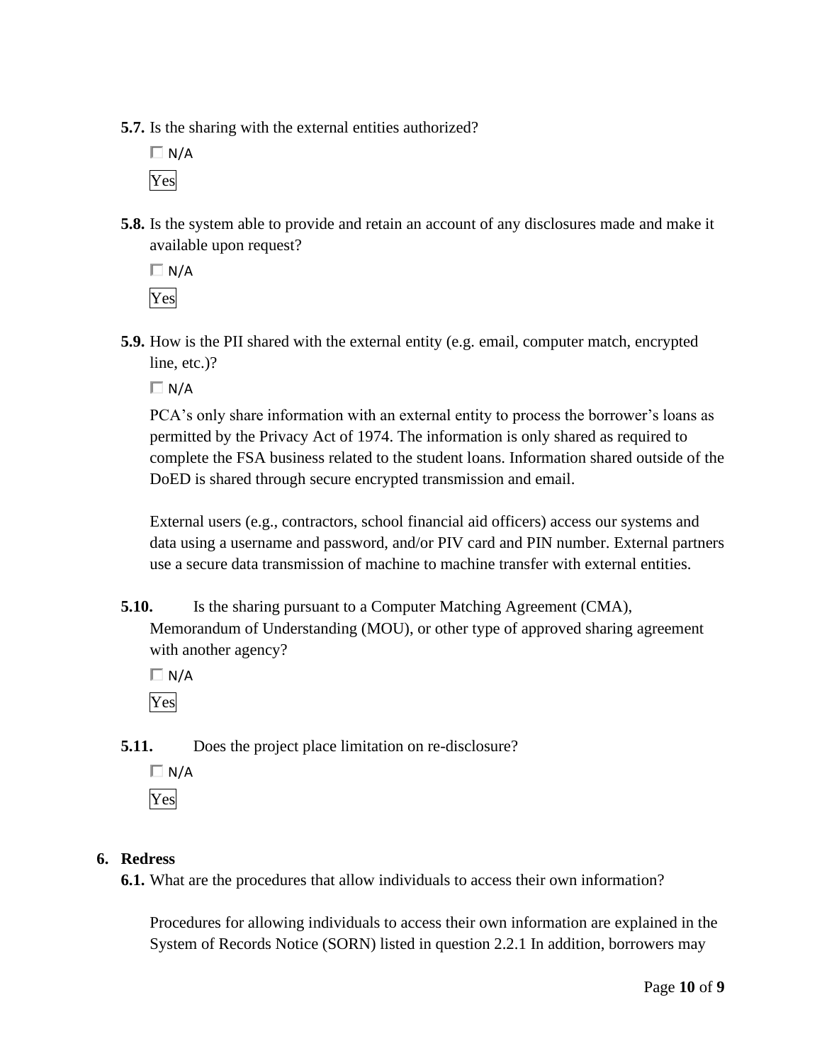**5.7.** Is the sharing with the external entities authorized?

☐ N/A

Yes

**5.8.** Is the system able to provide and retain an account of any disclosures made and make it available upon request?

☐ N/A

Yes

**5.9.** How is the PII shared with the external entity (e.g. email, computer match, encrypted line, etc.)?

☐ N/A

PCA's only share information with an external entity to process the borrower's loans as permitted by the Privacy Act of 1974. The information is only shared as required to complete the FSA business related to the student loans. Information shared outside of the DoED is shared through secure encrypted transmission and email.

External users (e.g., contractors, school financial aid officers) access our systems and data using a username and password, and/or PIV card and PIN number. External partners use a secure data transmission of machine to machine transfer with external entities.

**5.10.** Is the sharing pursuant to a Computer Matching Agreement (CMA), Memorandum of Understanding (MOU), or other type of approved sharing agreement with another agency?

☐ N/A

Yes

**5.11.** Does the project place limitation on re-disclosure?

☐ N/A

Yes

## 6. Redress

**6.1.** What are the procedures that allow individuals to access their own information?

Procedures for allowing individuals to access their own information are explained in the System of Records Notice (SORN) listed in question 2.2.1 In addition, borrowers may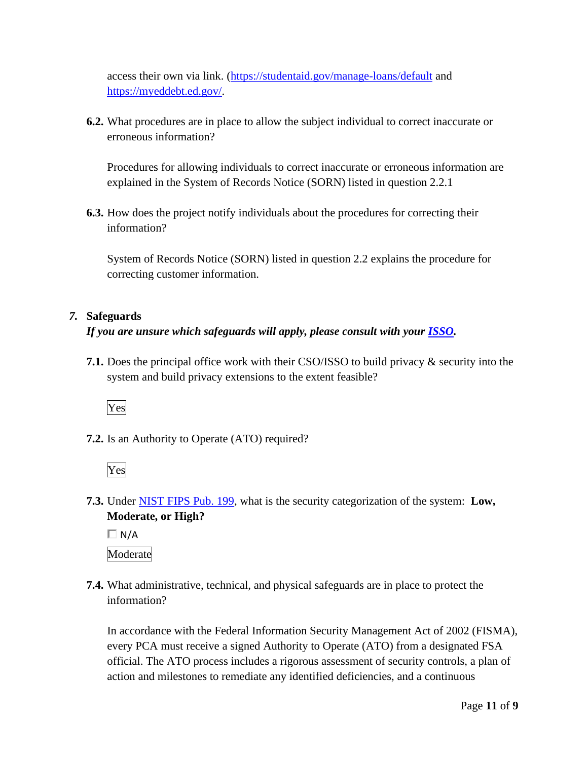access their own via link. (https://studentaid.gov/manage-loans/default and https://myeddebt.ed.gov/.

**6.2.** What procedures are in place to allow the subject individual to correct inaccurate or erroneous information?

Procedures for allowing individuals to correct inaccurate or erroneous information are explained in the System of Records Notice (SORN) listed in question 2.2.1

**6.3.** How does the project notify individuals about the procedures for correcting their information?

System of Records Notice (SORN) listed in question 2.2 explains the procedure for correcting customer information.

## *7.* Safeguards

***If you are unsure which safeguards will apply, please consult with your ISSO.***

**7.1.** Does the principal office work with their CSO/ISSO to build privacy & security into the system and build privacy extensions to the extent feasible?

Yes

**7.2.** Is an Authority to Operate (ATO) required?

Yes

**7.3.** Under NIST FIPS Pub. 199, what is the security categorization of the system: **Low, Moderate, or High?**

☐ N/A

Moderate

**7.4.** What administrative, technical, and physical safeguards are in place to protect the information?

In accordance with the Federal Information Security Management Act of 2002 (FISMA), every PCA must receive a signed Authority to Operate (ATO) from a designated FSA official. The ATO process includes a rigorous assessment of security controls, a plan of action and milestones to remediate any identified deficiencies, and a continuous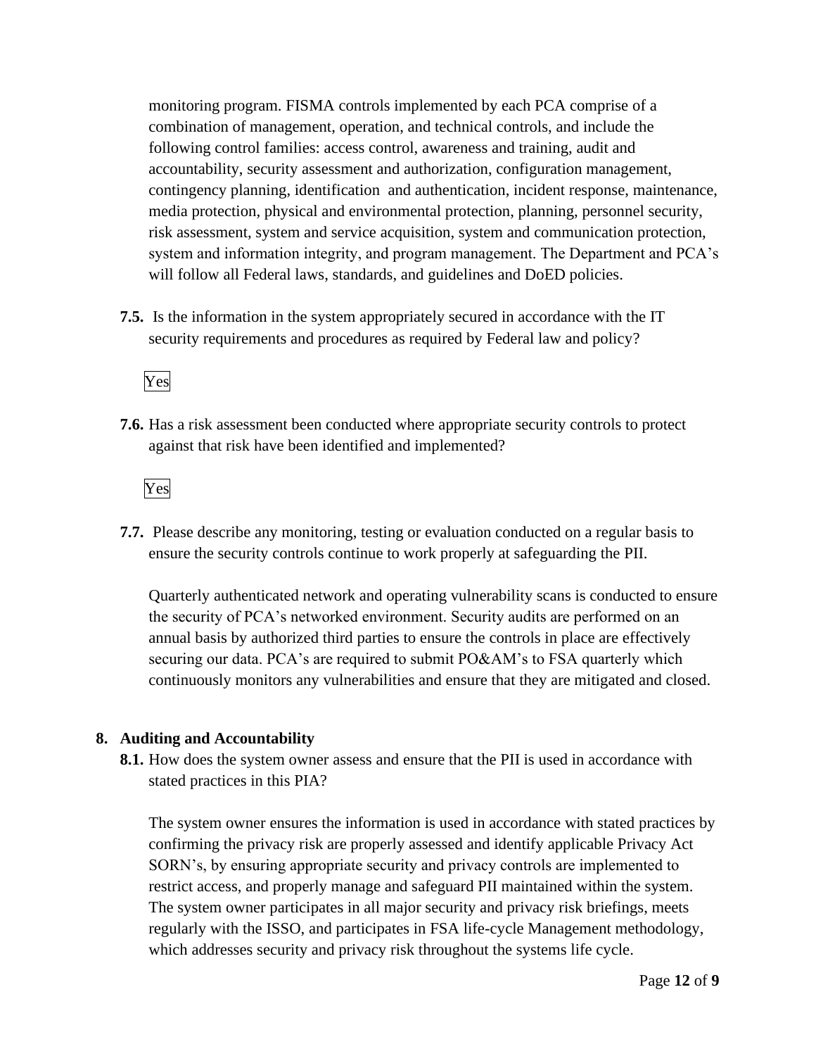monitoring program. FISMA controls implemented by each PCA comprise of a combination of management, operation, and technical controls, and include the following control families: access control, awareness and training, audit and accountability, security assessment and authorization, configuration management, contingency planning, identification  and authentication, incident response, maintenance, media protection, physical and environmental protection, planning, personnel security, risk assessment, system and service acquisition, system and communication protection, system and information integrity, and program management. The Department and PCA's will follow all Federal laws, standards, and guidelines and DoED policies.

**7.5.** Is the information in the system appropriately secured in accordance with the IT security requirements and procedures as required by Federal law and policy?

Yes

**7.6.** Has a risk assessment been conducted where appropriate security controls to protect against that risk have been identified and implemented?

Yes

**7.7.** Please describe any monitoring, testing or evaluation conducted on a regular basis to ensure the security controls continue to work properly at safeguarding the PII.

Quarterly authenticated network and operating vulnerability scans is conducted to ensure the security of PCA's networked environment. Security audits are performed on an annual basis by authorized third parties to ensure the controls in place are effectively securing our data. PCA's are required to submit PO&AM's to FSA quarterly which continuously monitors any vulnerabilities and ensure that they are mitigated and closed.

## 8. Auditing and Accountability

**8.1.** How does the system owner assess and ensure that the PII is used in accordance with stated practices in this PIA?

The system owner ensures the information is used in accordance with stated practices by confirming the privacy risk are properly assessed and identify applicable Privacy Act SORN's, by ensuring appropriate security and privacy controls are implemented to restrict access, and properly manage and safeguard PII maintained within the system. The system owner participates in all major security and privacy risk briefings, meets regularly with the ISSO, and participates in FSA life-cycle Management methodology, which addresses security and privacy risk throughout the systems life cycle.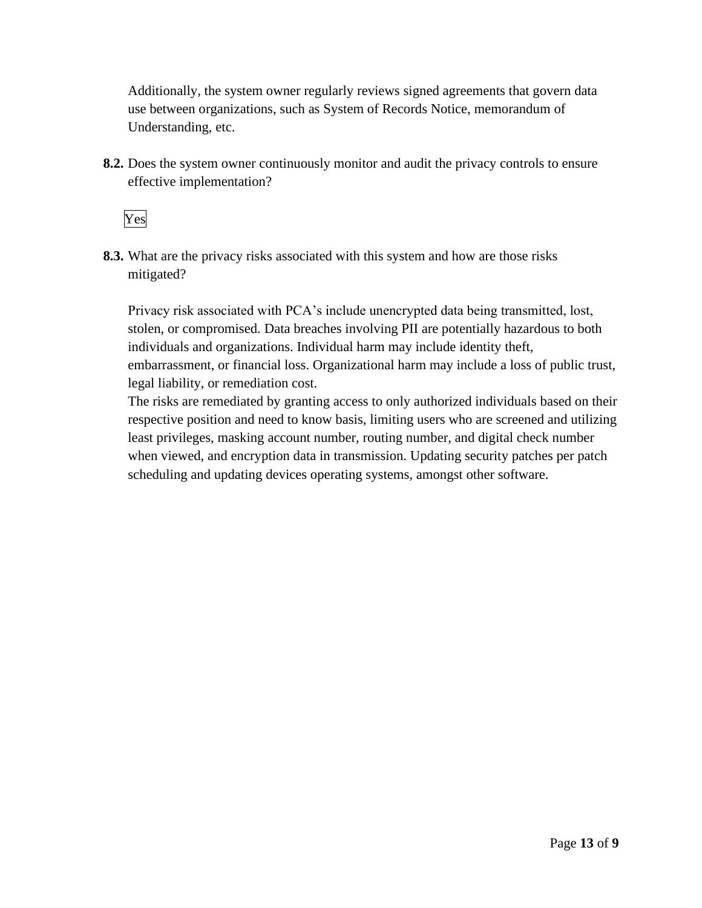Additionally, the system owner regularly reviews signed agreements that govern data use between organizations, such as System of Records Notice, memorandum of Understanding, etc.

**8.2.** Does the system owner continuously monitor and audit the privacy controls to ensure effective implementation?

Yes

**8.3.** What are the privacy risks associated with this system and how are those risks mitigated?

Privacy risk associated with PCA's include unencrypted data being transmitted, lost, stolen, or compromised. Data breaches involving PII are potentially hazardous to both individuals and organizations. Individual harm may include identity theft, embarrassment, or financial loss. Organizational harm may include a loss of public trust, legal liability, or remediation cost.
The risks are remediated by granting access to only authorized individuals based on their respective position and need to know basis, limiting users who are screened and utilizing least privileges, masking account number, routing number, and digital check number when viewed, and encryption data in transmission. Updating security patches per patch scheduling and updating devices operating systems, amongst other software.